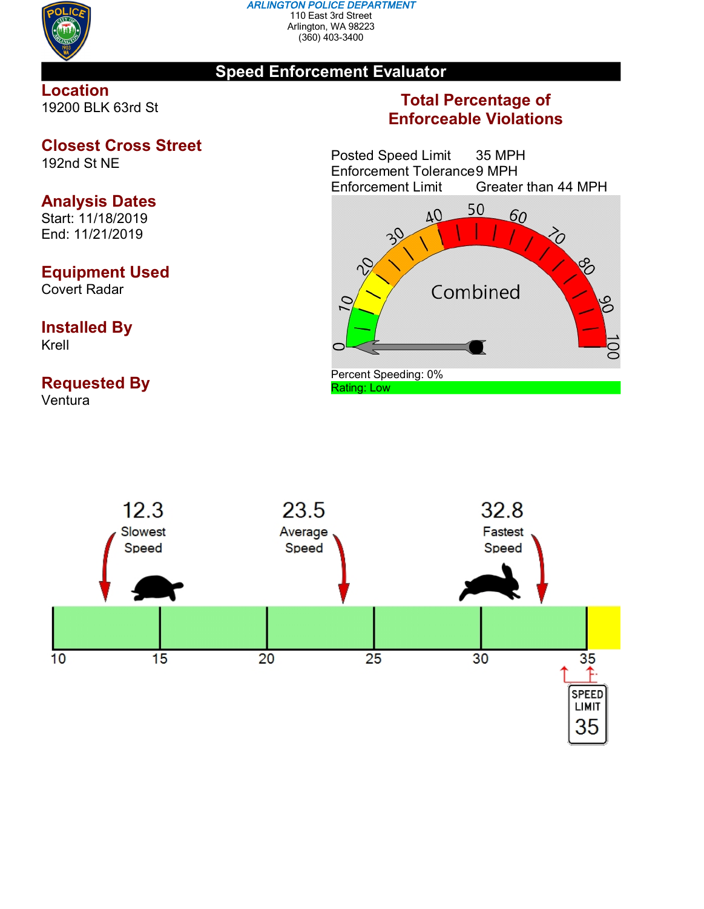*ARLINGTON POLICE DEPARTMENT*
110 East 3rd Street
Arlington, WA 98223
(360) 403-3400

# Speed Enforcement Evaluator

## Location
19200 BLK 63rd St

## Closest Cross Street
192nd St NE

## Analysis Dates
Start: 11/18/2019
End: 11/21/2019

## Equipment Used
Covert Radar

## Installed By
Krell

## Requested By
Ventura

## Total Percentage of Enforceable Violations

| | |
|---|---|
| Posted Speed Limit | 35 MPH |
| Enforcement Tolerance | 9 MPH |
| Enforcement Limit | Greater than 44 MPH |

Combined

Percent Speeding: 0%
Rating: Low

| Slowest Speed | Average Speed | Fastest Speed |
|---|---|---|
| 12.3 | 23.5 | 32.8 |

SPEED LIMIT 35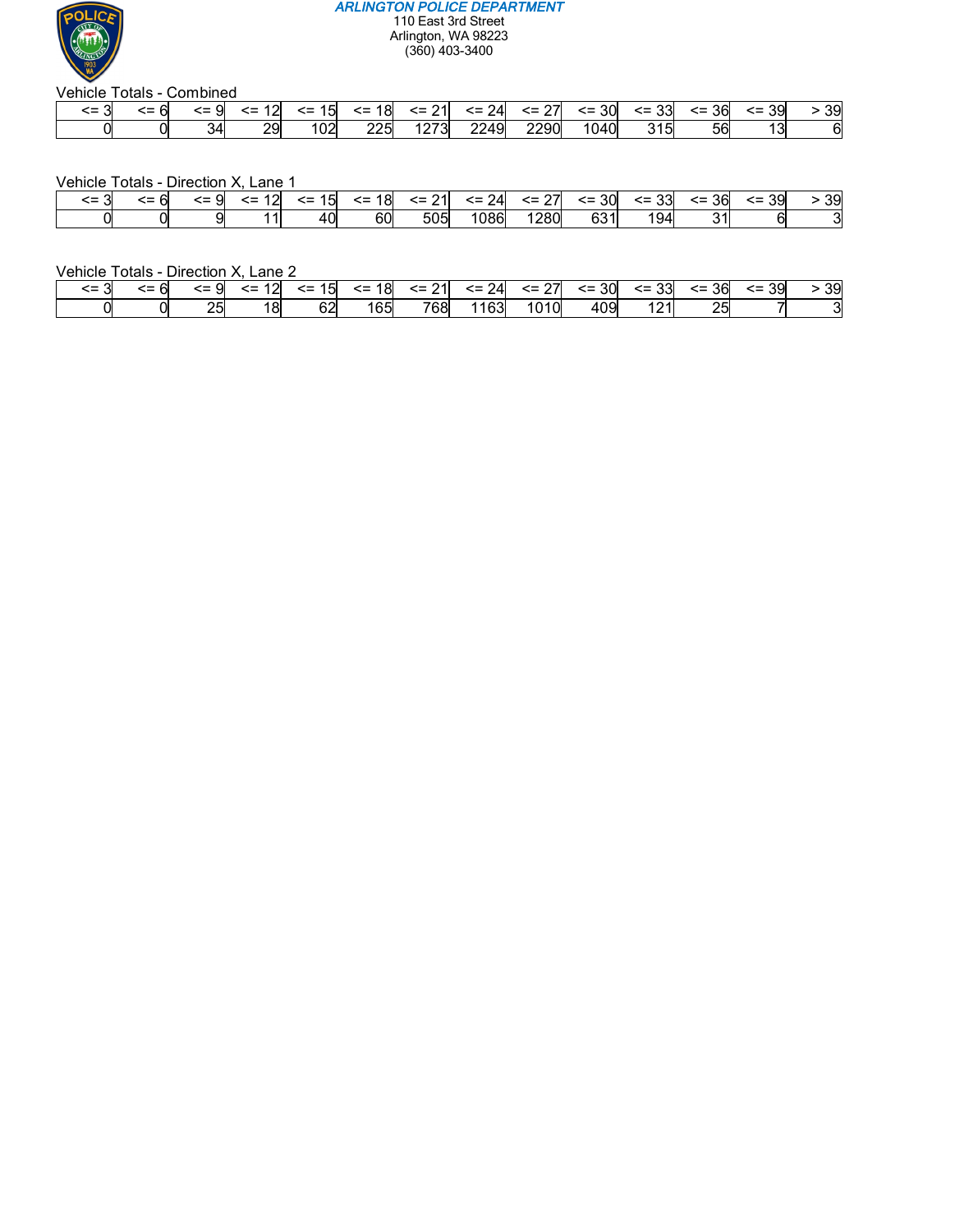**ARLINGTON POLICE DEPARTMENT**
110 East 3rd Street
Arlington, WA 98223
(360) 403-3400

Vehicle Totals - Combined

| <= 3 | <= 6 | <= 9 | <= 12 | <= 15 | <= 18 | <= 21 | <= 24 | <= 27 | <= 30 | <= 33 | <= 36 | <= 39 | > 39 |
|---|---|---|---|---|---|---|---|---|---|---|---|---|---|
| 0 | 0 | 34 | 29 | 102 | 225 | 1273 | 2249 | 2290 | 1040 | 315 | 56 | 13 | 6 |

Vehicle Totals - Direction X, Lane 1

| <= 3 | <= 6 | <= 9 | <= 12 | <= 15 | <= 18 | <= 21 | <= 24 | <= 27 | <= 30 | <= 33 | <= 36 | <= 39 | > 39 |
|---|---|---|---|---|---|---|---|---|---|---|---|---|---|
| 0 | 0 | 9 | 11 | 40 | 60 | 505 | 1086 | 1280 | 631 | 194 | 31 | 6 | 3 |

Vehicle Totals - Direction X, Lane 2

| <= 3 | <= 6 | <= 9 | <= 12 | <= 15 | <= 18 | <= 21 | <= 24 | <= 27 | <= 30 | <= 33 | <= 36 | <= 39 | > 39 |
|---|---|---|---|---|---|---|---|---|---|---|---|---|---|
| 0 | 0 | 25 | 18 | 62 | 165 | 768 | 1163 | 1010 | 409 | 121 | 25 | 7 | 3 |